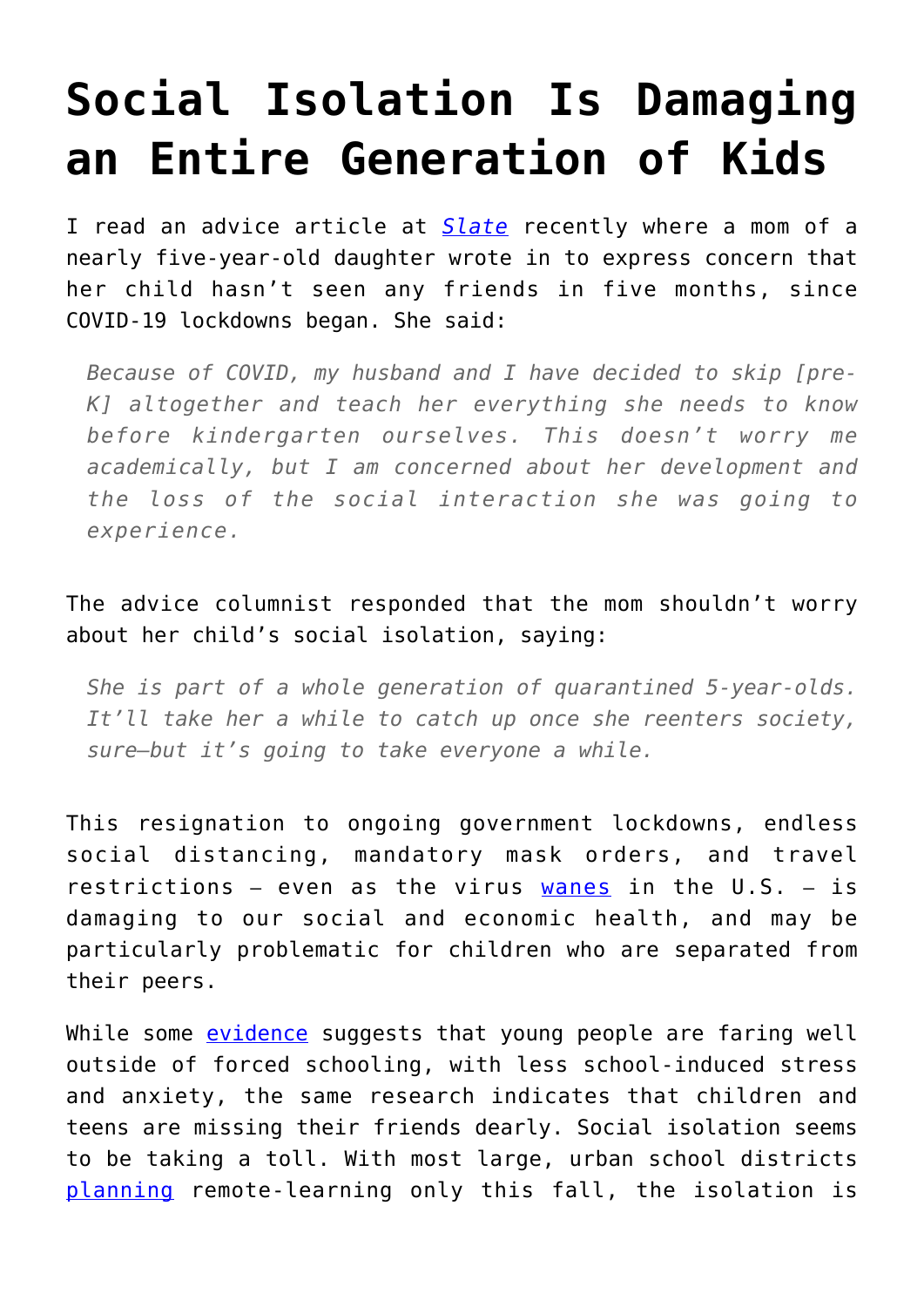# Social Isolation Is Damaging an Entire Generation of Kids

I read an advice article at *Slate* recently where a mom of a nearly five-year-old daughter wrote in to express concern that her child hasn't seen any friends in five months, since COVID-19 lockdowns began. She said:

> *Because of COVID, my husband and I have decided to skip [pre-K] altogether and teach her everything she needs to know before kindergarten ourselves. This doesn't worry me academically, but I am concerned about her development and the loss of the social interaction she was going to experience.*

The advice columnist responded that the mom shouldn't worry about her child's social isolation, saying:

> *She is part of a whole generation of quarantined 5-year-olds. It'll take her a while to catch up once she reenters society, sure—but it's going to take everyone a while.*

This resignation to ongoing government lockdowns, endless social distancing, mandatory mask orders, and travel restrictions – even as the virus wanes in the U.S. – is damaging to our social and economic health, and may be particularly problematic for children who are separated from their peers.

While some evidence suggests that young people are faring well outside of forced schooling, with less school-induced stress and anxiety, the same research indicates that children and teens are missing their friends dearly. Social isolation seems to be taking a toll. With most large, urban school districts planning remote-learning only this fall, the isolation is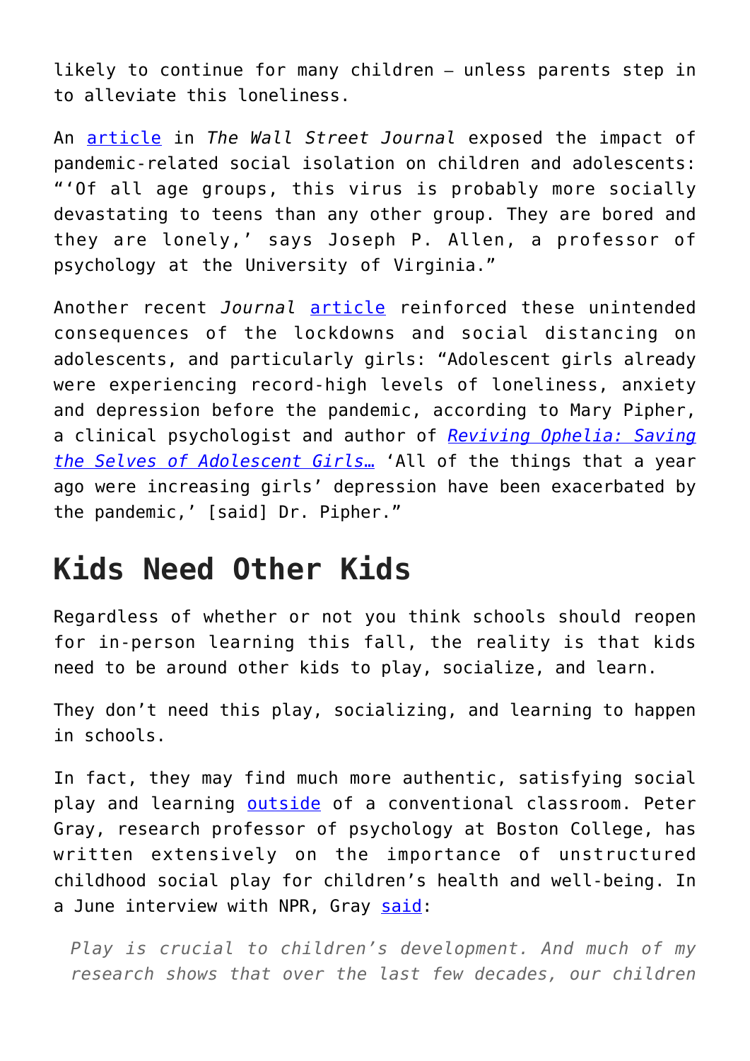likely to continue for many children – unless parents step in to alleviate this loneliness.

An [article](#) in *The Wall Street Journal* exposed the impact of pandemic-related social isolation on children and adolescents: "'Of all age groups, this virus is probably more socially devastating to teens than any other group. They are bored and they are lonely,' says Joseph P. Allen, a professor of psychology at the University of Virginia."

Another recent *Journal* [article](#) reinforced these unintended consequences of the lockdowns and social distancing on adolescents, and particularly girls: "Adolescent girls already were experiencing record-high levels of loneliness, anxiety and depression before the pandemic, according to Mary Pipher, a clinical psychologist and author of *[Reviving Ophelia: Saving the Selves of Adolescent Girls](#)*… 'All of the things that a year ago were increasing girls' depression have been exacerbated by the pandemic,' [said] Dr. Pipher."

## Kids Need Other Kids

Regardless of whether or not you think schools should reopen for in-person learning this fall, the reality is that kids need to be around other kids to play, socialize, and learn.

They don't need this play, socializing, and learning to happen in schools.

In fact, they may find much more authentic, satisfying social play and learning [outside](#) of a conventional classroom. Peter Gray, research professor of psychology at Boston College, has written extensively on the importance of unstructured childhood social play for children's health and well-being. In a June interview with NPR, Gray [said](#):

> *Play is crucial to children's development. And much of my research shows that over the last few decades, our children*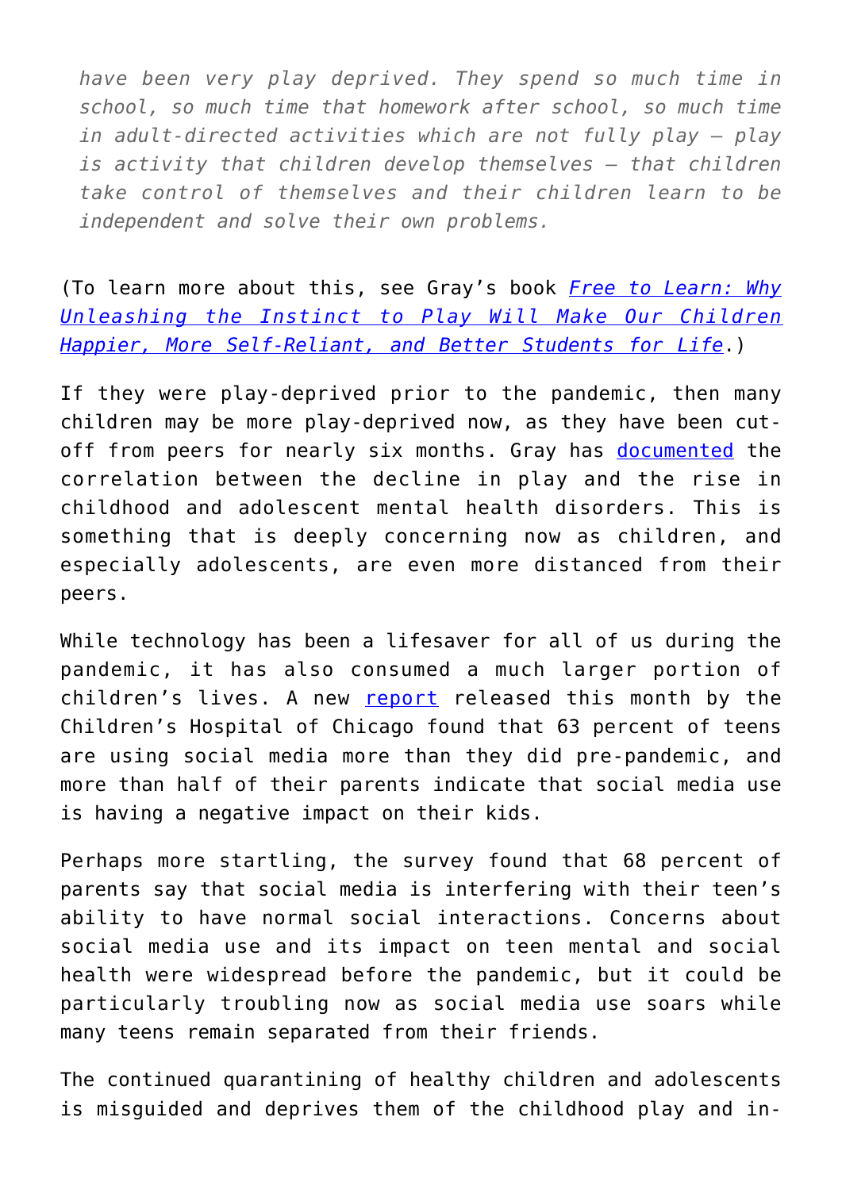*have been very play deprived. They spend so much time in school, so much time that homework after school, so much time in adult-directed activities which are not fully play — play is activity that children develop themselves — that children take control of themselves and their children learn to be independent and solve their own problems.*

(To learn more about this, see Gray's book [*Free to Learn: Why Unleashing the Instinct to Play Will Make Our Children Happier, More Self-Reliant, and Better Students for Life*].)

If they were play-deprived prior to the pandemic, then many children may be more play-deprived now, as they have been cut-off from peers for nearly six months. Gray has [documented] the correlation between the decline in play and the rise in childhood and adolescent mental health disorders. This is something that is deeply concerning now as children, and especially adolescents, are even more distanced from their peers.

While technology has been a lifesaver for all of us during the pandemic, it has also consumed a much larger portion of children's lives. A new [report] released this month by the Children's Hospital of Chicago found that 63 percent of teens are using social media more than they did pre-pandemic, and more than half of their parents indicate that social media use is having a negative impact on their kids.

Perhaps more startling, the survey found that 68 percent of parents say that social media is interfering with their teen's ability to have normal social interactions. Concerns about social media use and its impact on teen mental and social health were widespread before the pandemic, but it could be particularly troubling now as social media use soars while many teens remain separated from their friends.

The continued quarantining of healthy children and adolescents is misguided and deprives them of the childhood play and in-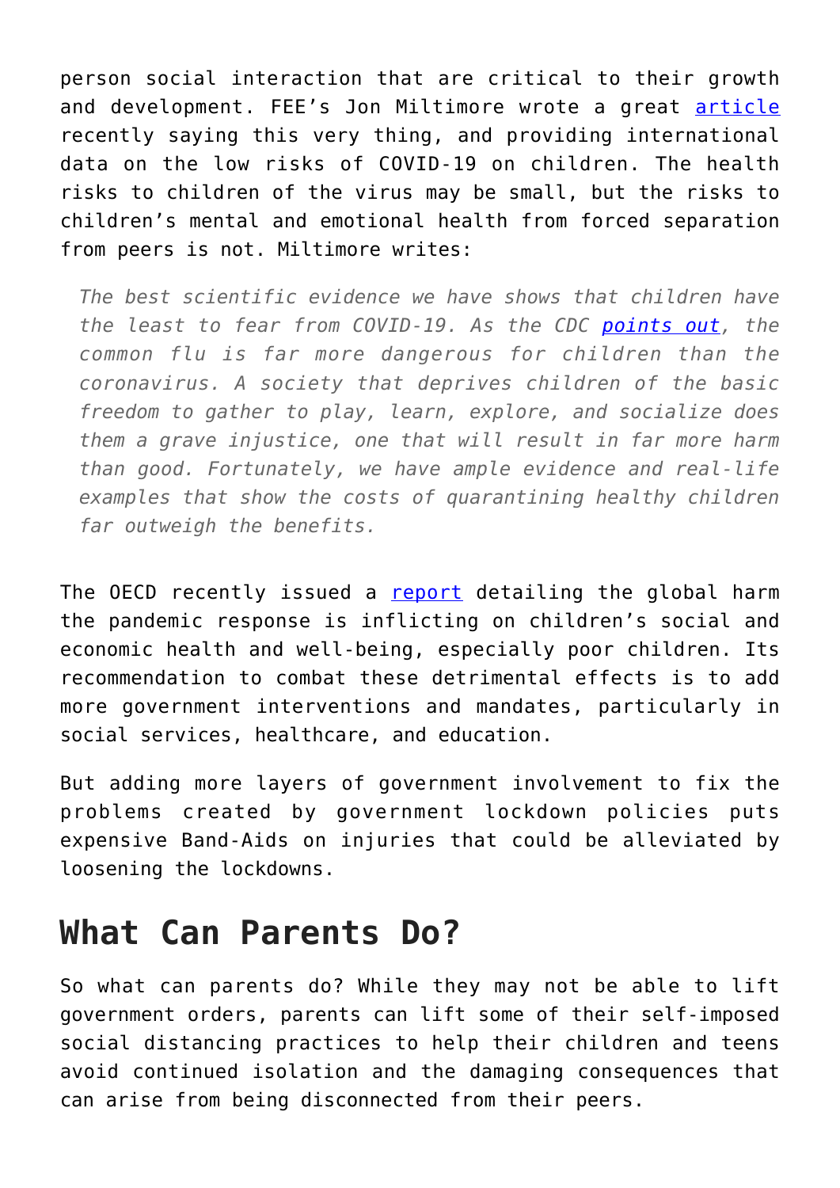person social interaction that are critical to their growth and development. FEE's Jon Miltimore wrote a great [article](#) recently saying this very thing, and providing international data on the low risks of COVID-19 on children. The health risks to children of the virus may be small, but the risks to children's mental and emotional health from forced separation from peers is not. Miltimore writes:

> *The best scientific evidence we have shows that children have the least to fear from COVID-19. As the CDC [points out](#), the common flu is far more dangerous for children than the coronavirus. A society that deprives children of the basic freedom to gather to play, learn, explore, and socialize does them a grave injustice, one that will result in far more harm than good. Fortunately, we have ample evidence and real-life examples that show the costs of quarantining healthy children far outweigh the benefits.*

The OECD recently issued a [report](#) detailing the global harm the pandemic response is inflicting on children's social and economic health and well-being, especially poor children. Its recommendation to combat these detrimental effects is to add more government interventions and mandates, particularly in social services, healthcare, and education.

But adding more layers of government involvement to fix the problems created by government lockdown policies puts expensive Band-Aids on injuries that could be alleviated by loosening the lockdowns.

## What Can Parents Do?

So what can parents do? While they may not be able to lift government orders, parents can lift some of their self-imposed social distancing practices to help their children and teens avoid continued isolation and the damaging consequences that can arise from being disconnected from their peers.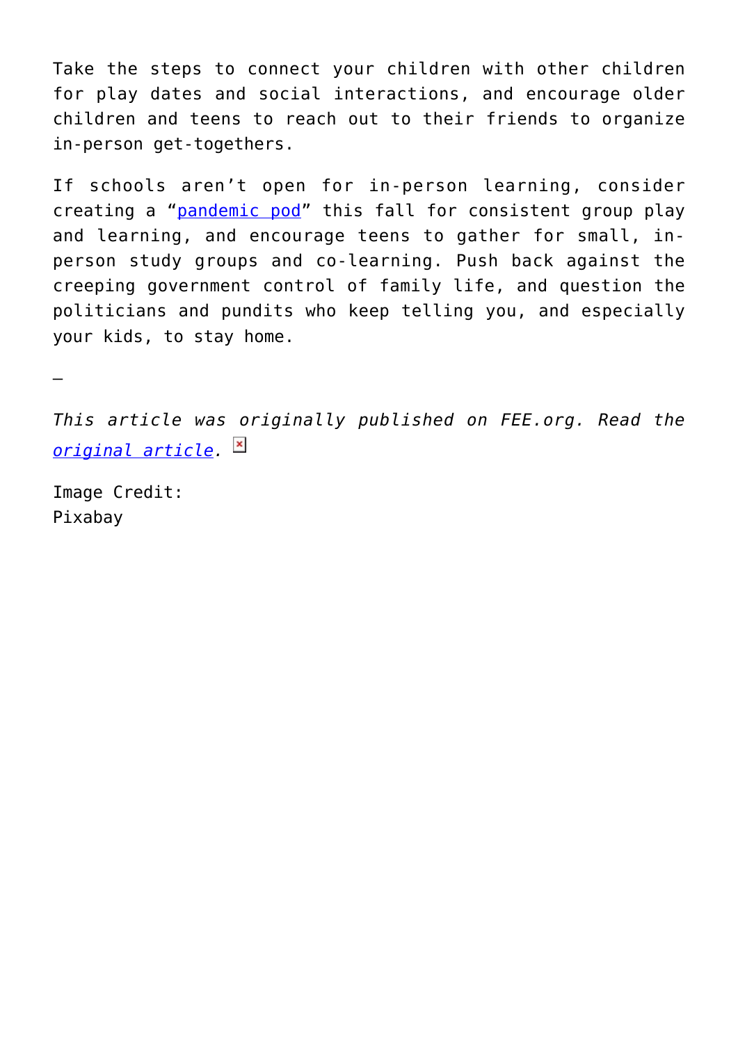Take the steps to connect your children with other children for play dates and social interactions, and encourage older children and teens to reach out to their friends to organize in-person get-togethers.

If schools aren't open for in-person learning, consider creating a "pandemic pod" this fall for consistent group play and learning, and encourage teens to gather for small, in-person study groups and co-learning. Push back against the creeping government control of family life, and question the politicians and pundits who keep telling you, and especially your kids, to stay home.

—

*This article was originally published on FEE.org. Read the original article.*

Image Credit:
Pixabay